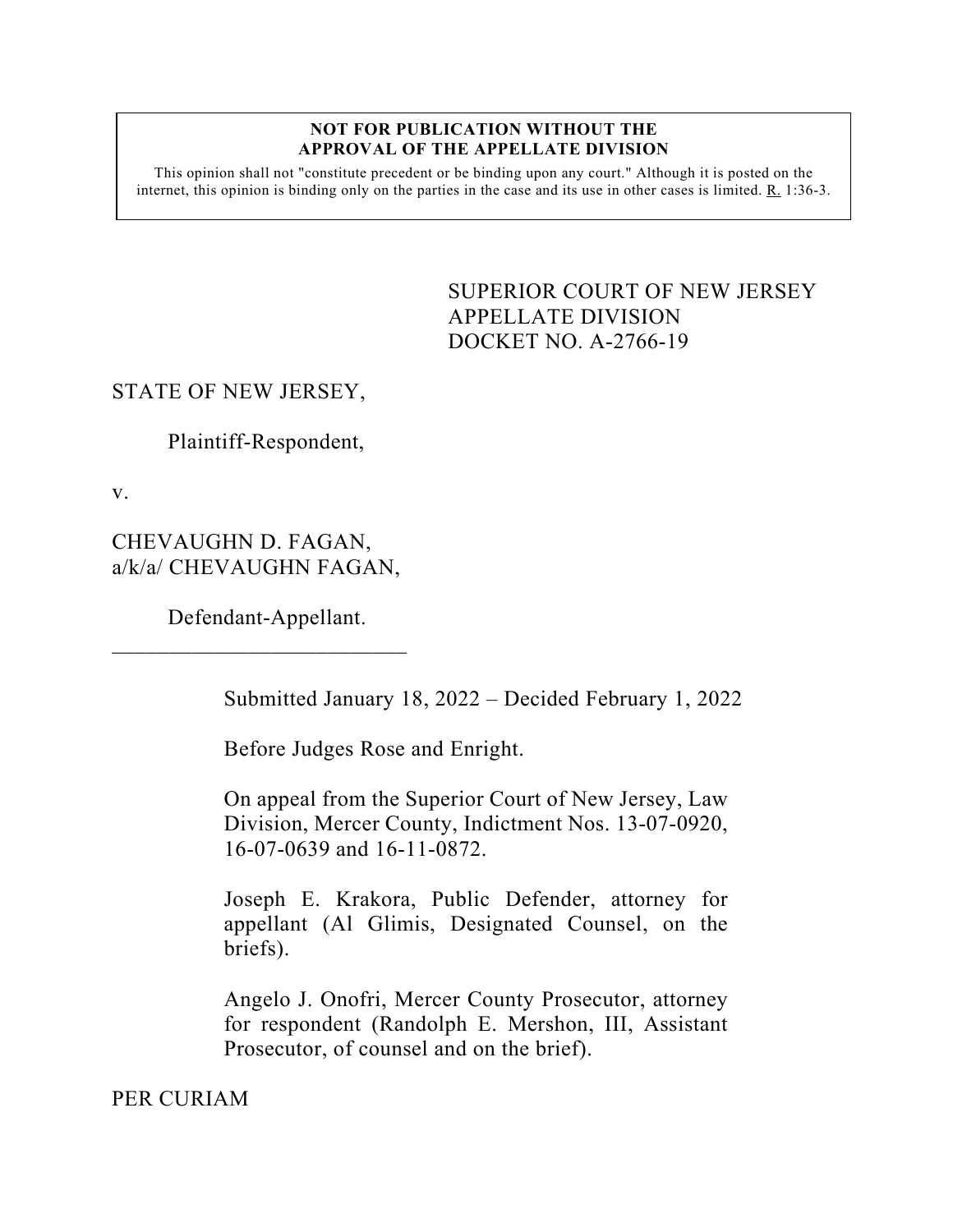**NOT FOR PUBLICATION WITHOUT THE APPROVAL OF THE APPELLATE DIVISION**

This opinion shall not "constitute precedent or be binding upon any court." Although it is posted on the internet, this opinion is binding only on the parties in the case and its use in other cases is limited. R. 1:36-3.

SUPERIOR COURT OF NEW JERSEY
APPELLATE DIVISION
DOCKET NO. A-2766-19

STATE OF NEW JERSEY,

Plaintiff-Respondent,

v.

CHEVAUGHN D. FAGAN,
a/k/a/ CHEVAUGHN FAGAN,

Defendant-Appellant.

\_\_\_\_\_\_\_\_\_\_\_\_\_\_\_\_\_\_\_\_\_\_\_\_\_\_\_\_

Submitted January 18, 2022 – Decided February 1, 2022

Before Judges Rose and Enright.

On appeal from the Superior Court of New Jersey, Law Division, Mercer County, Indictment Nos. 13-07-0920, 16-07-0639 and 16-11-0872.

Joseph E. Krakora, Public Defender, attorney for appellant (Al Glimis, Designated Counsel, on the briefs).

Angelo J. Onofri, Mercer County Prosecutor, attorney for respondent (Randolph E. Mershon, III, Assistant Prosecutor, of counsel and on the brief).

PER CURIAM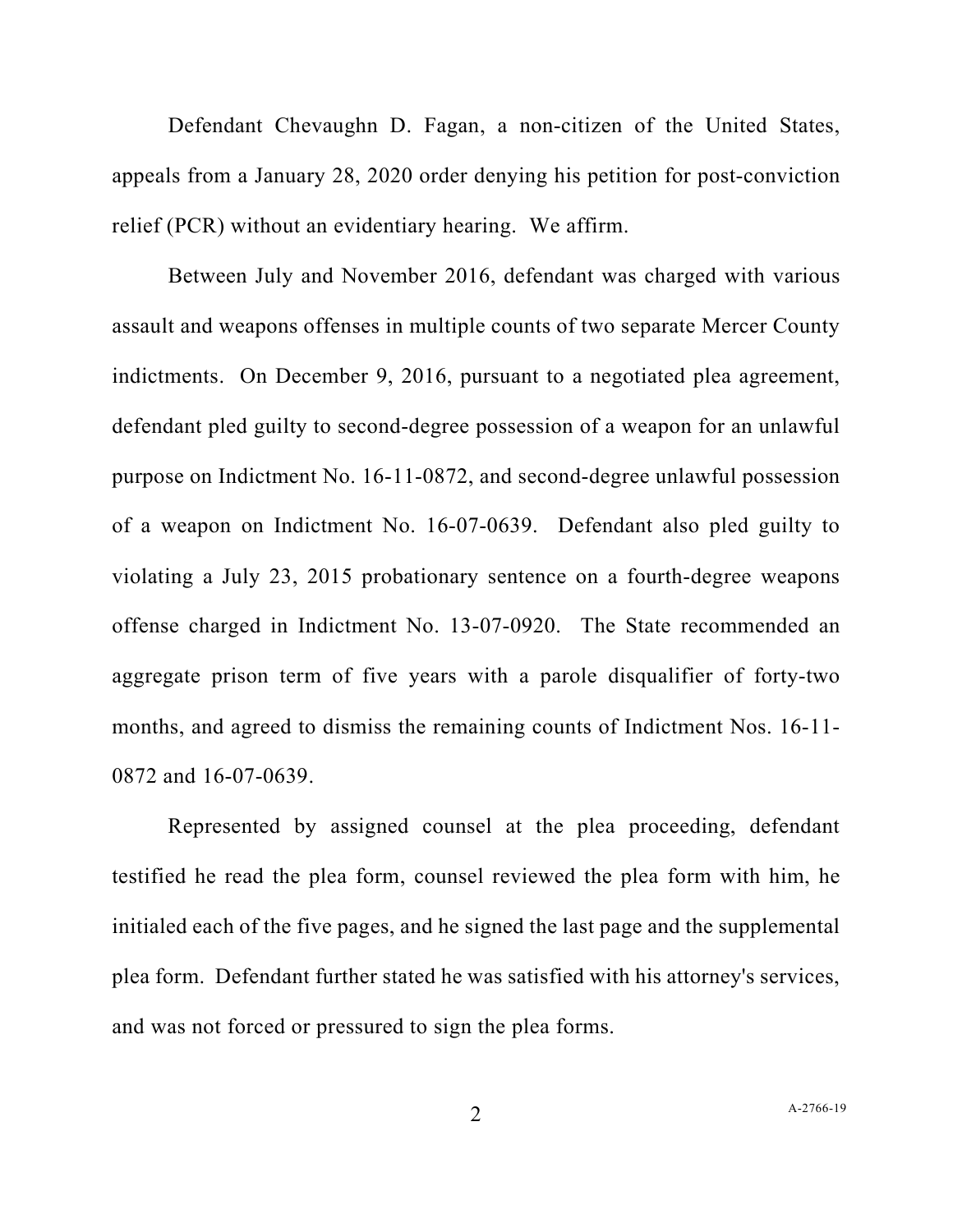Defendant Chevaughn D. Fagan, a non-citizen of the United States, appeals from a January 28, 2020 order denying his petition for post-conviction relief (PCR) without an evidentiary hearing. We affirm.

Between July and November 2016, defendant was charged with various assault and weapons offenses in multiple counts of two separate Mercer County indictments. On December 9, 2016, pursuant to a negotiated plea agreement, defendant pled guilty to second-degree possession of a weapon for an unlawful purpose on Indictment No. 16-11-0872, and second-degree unlawful possession of a weapon on Indictment No. 16-07-0639. Defendant also pled guilty to violating a July 23, 2015 probationary sentence on a fourth-degree weapons offense charged in Indictment No. 13-07-0920. The State recommended an aggregate prison term of five years with a parole disqualifier of forty-two months, and agreed to dismiss the remaining counts of Indictment Nos. 16-11-0872 and 16-07-0639.

Represented by assigned counsel at the plea proceeding, defendant testified he read the plea form, counsel reviewed the plea form with him, he initialed each of the five pages, and he signed the last page and the supplemental plea form. Defendant further stated he was satisfied with his attorney's services, and was not forced or pressured to sign the plea forms.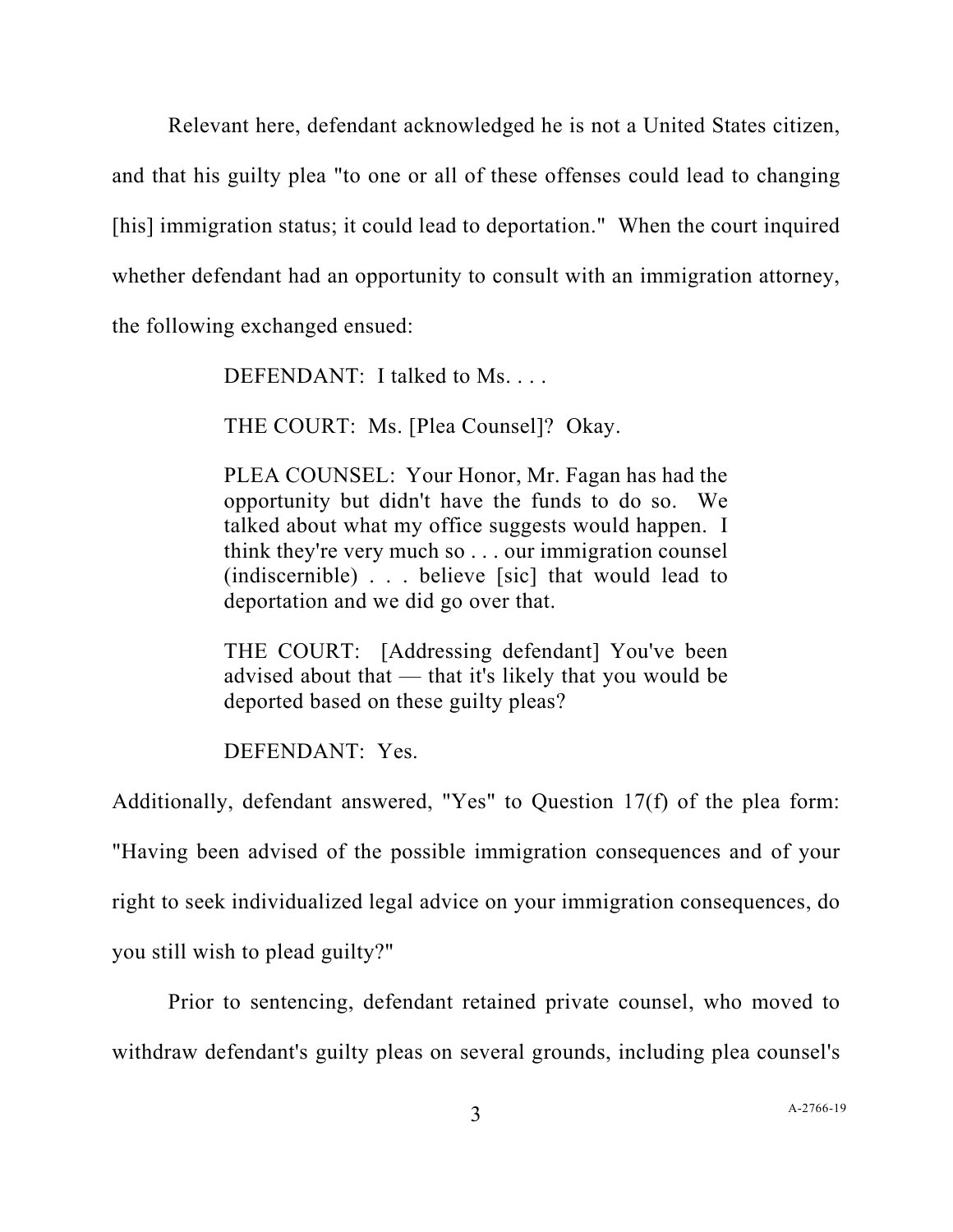Relevant here, defendant acknowledged he is not a United States citizen, and that his guilty plea "to one or all of these offenses could lead to changing [his] immigration status; it could lead to deportation." When the court inquired whether defendant had an opportunity to consult with an immigration attorney, the following exchanged ensued:

> DEFENDANT: I talked to Ms. . . .
>
> THE COURT: Ms. [Plea Counsel]? Okay.
>
> PLEA COUNSEL: Your Honor, Mr. Fagan has had the opportunity but didn't have the funds to do so. We talked about what my office suggests would happen. I think they're very much so . . . our immigration counsel (indiscernible) . . . believe [sic] that would lead to deportation and we did go over that.
>
> THE COURT: [Addressing defendant] You've been advised about that — that it's likely that you would be deported based on these guilty pleas?
>
> DEFENDANT: Yes.

Additionally, defendant answered, "Yes" to Question 17(f) of the plea form: "Having been advised of the possible immigration consequences and of your right to seek individualized legal advice on your immigration consequences, do you still wish to plead guilty?"

Prior to sentencing, defendant retained private counsel, who moved to withdraw defendant's guilty pleas on several grounds, including plea counsel's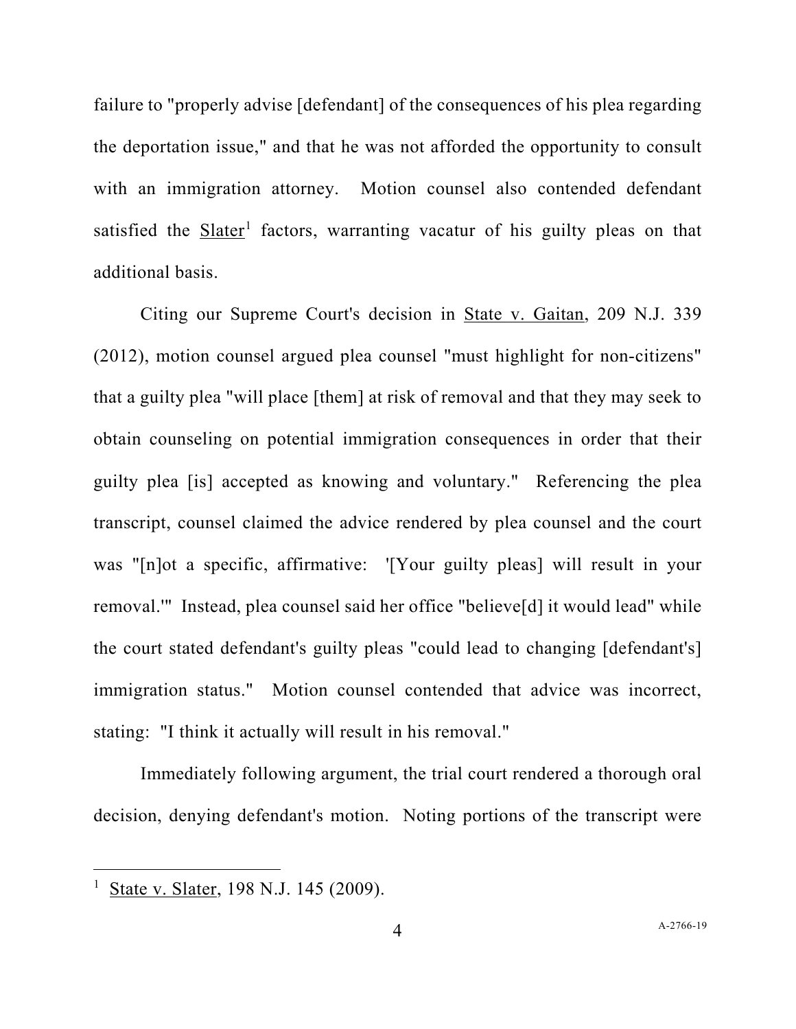failure to "properly advise [defendant] of the consequences of his plea regarding the deportation issue," and that he was not afforded the opportunity to consult with an immigration attorney. Motion counsel also contended defendant satisfied the Slater[1] factors, warranting vacatur of his guilty pleas on that additional basis.

Citing our Supreme Court's decision in State v. Gaitan, 209 N.J. 339 (2012), motion counsel argued plea counsel "must highlight for non-citizens" that a guilty plea "will place [them] at risk of removal and that they may seek to obtain counseling on potential immigration consequences in order that their guilty plea [is] accepted as knowing and voluntary." Referencing the plea transcript, counsel claimed the advice rendered by plea counsel and the court was "[n]ot a specific, affirmative: '[Your guilty pleas] will result in your removal.'" Instead, plea counsel said her office "believe[d] it would lead" while the court stated defendant's guilty pleas "could lead to changing [defendant's] immigration status." Motion counsel contended that advice was incorrect, stating: "I think it actually will result in his removal."

Immediately following argument, the trial court rendered a thorough oral decision, denying defendant's motion. Noting portions of the transcript were

[1] State v. Slater, 198 N.J. 145 (2009).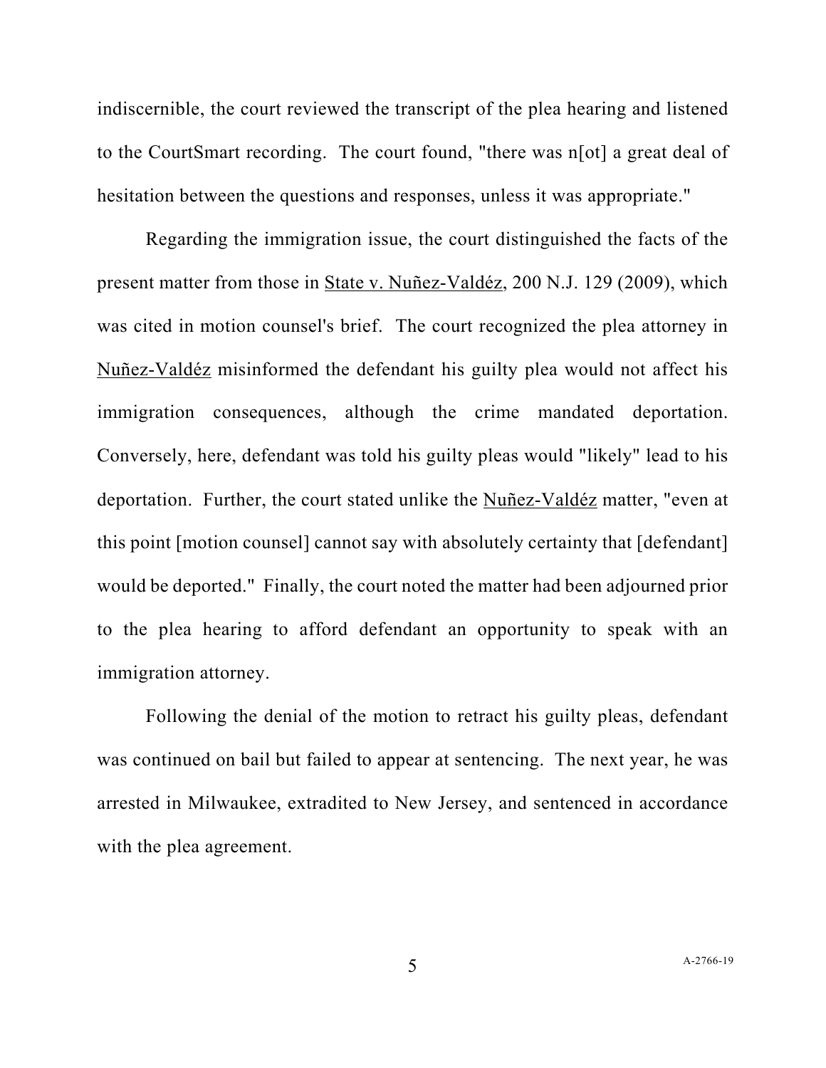indiscernible, the court reviewed the transcript of the plea hearing and listened to the CourtSmart recording. The court found, "there was n[ot] a great deal of hesitation between the questions and responses, unless it was appropriate."

Regarding the immigration issue, the court distinguished the facts of the present matter from those in State v. Nuñez-Valdéz, 200 N.J. 129 (2009), which was cited in motion counsel's brief. The court recognized the plea attorney in Nuñez-Valdéz misinformed the defendant his guilty plea would not affect his immigration consequences, although the crime mandated deportation. Conversely, here, defendant was told his guilty pleas would "likely" lead to his deportation. Further, the court stated unlike the Nuñez-Valdéz matter, "even at this point [motion counsel] cannot say with absolutely certainty that [defendant] would be deported." Finally, the court noted the matter had been adjourned prior to the plea hearing to afford defendant an opportunity to speak with an immigration attorney.

Following the denial of the motion to retract his guilty pleas, defendant was continued on bail but failed to appear at sentencing. The next year, he was arrested in Milwaukee, extradited to New Jersey, and sentenced in accordance with the plea agreement.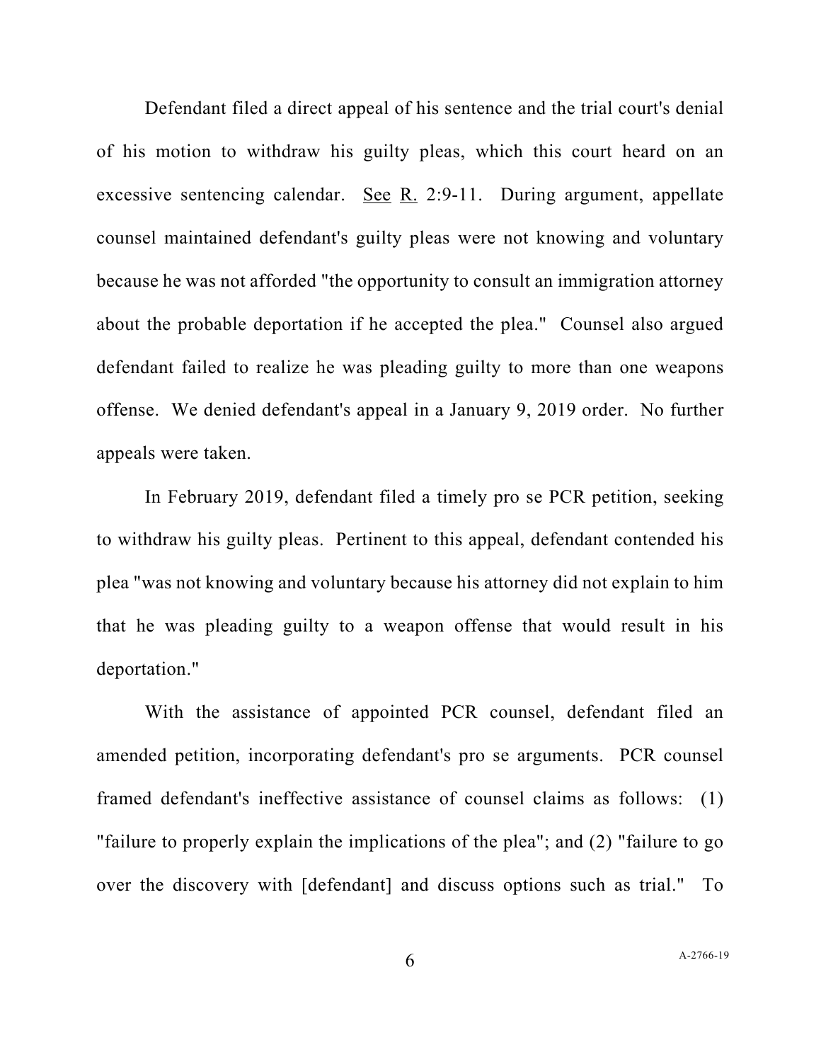Defendant filed a direct appeal of his sentence and the trial court's denial of his motion to withdraw his guilty pleas, which this court heard on an excessive sentencing calendar. See R. 2:9-11. During argument, appellate counsel maintained defendant's guilty pleas were not knowing and voluntary because he was not afforded "the opportunity to consult an immigration attorney about the probable deportation if he accepted the plea." Counsel also argued defendant failed to realize he was pleading guilty to more than one weapons offense. We denied defendant's appeal in a January 9, 2019 order. No further appeals were taken.

In February 2019, defendant filed a timely pro se PCR petition, seeking to withdraw his guilty pleas. Pertinent to this appeal, defendant contended his plea "was not knowing and voluntary because his attorney did not explain to him that he was pleading guilty to a weapon offense that would result in his deportation."

With the assistance of appointed PCR counsel, defendant filed an amended petition, incorporating defendant's pro se arguments. PCR counsel framed defendant's ineffective assistance of counsel claims as follows: (1) "failure to properly explain the implications of the plea"; and (2) "failure to go over the discovery with [defendant] and discuss options such as trial." To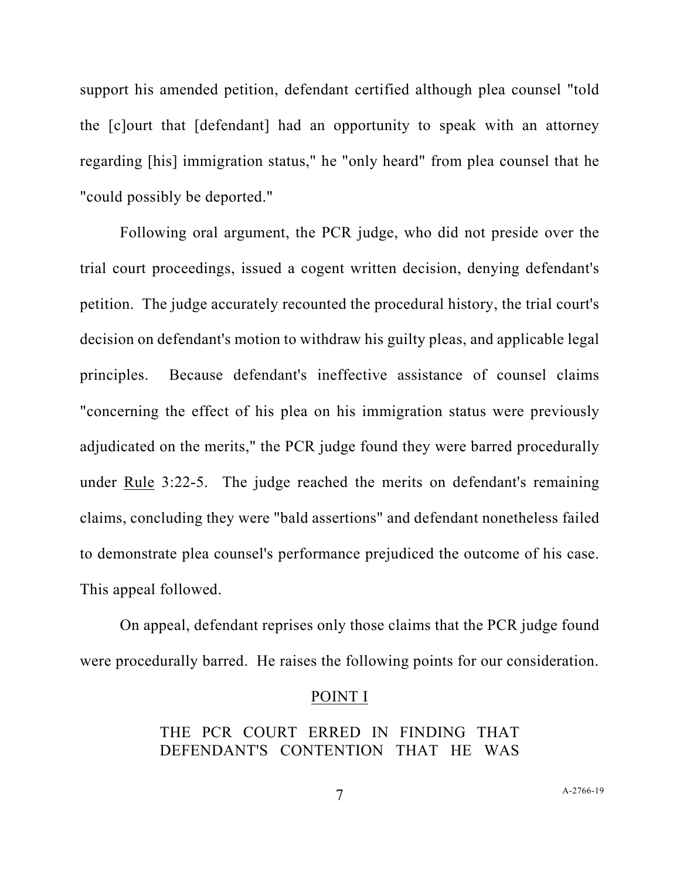support his amended petition, defendant certified although plea counsel "told the [c]ourt that [defendant] had an opportunity to speak with an attorney regarding [his] immigration status," he "only heard" from plea counsel that he "could possibly be deported."

Following oral argument, the PCR judge, who did not preside over the trial court proceedings, issued a cogent written decision, denying defendant's petition. The judge accurately recounted the procedural history, the trial court's decision on defendant's motion to withdraw his guilty pleas, and applicable legal principles. Because defendant's ineffective assistance of counsel claims "concerning the effect of his plea on his immigration status were previously adjudicated on the merits," the PCR judge found they were barred procedurally under Rule 3:22-5. The judge reached the merits on defendant's remaining claims, concluding they were "bald assertions" and defendant nonetheless failed to demonstrate plea counsel's performance prejudiced the outcome of his case. This appeal followed.

On appeal, defendant reprises only those claims that the PCR judge found were procedurally barred. He raises the following points for our consideration.

POINT I

THE PCR COURT ERRED IN FINDING THAT DEFENDANT'S CONTENTION THAT HE WAS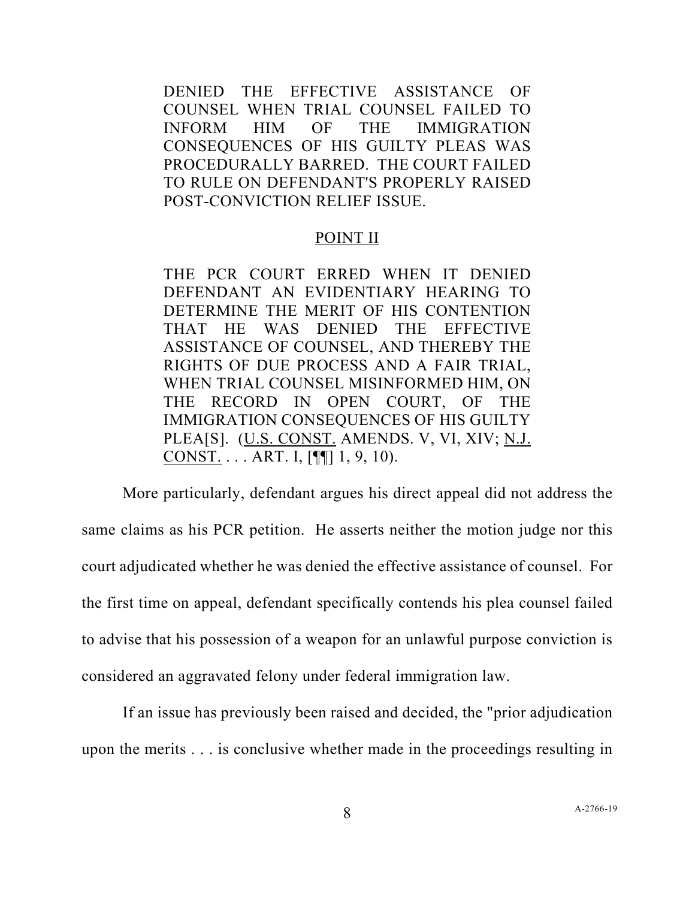DENIED THE EFFECTIVE ASSISTANCE OF COUNSEL WHEN TRIAL COUNSEL FAILED TO INFORM HIM OF THE IMMIGRATION CONSEQUENCES OF HIS GUILTY PLEAS WAS PROCEDURALLY BARRED. THE COURT FAILED TO RULE ON DEFENDANT'S PROPERLY RAISED POST-CONVICTION RELIEF ISSUE.

POINT II

THE PCR COURT ERRED WHEN IT DENIED DEFENDANT AN EVIDENTIARY HEARING TO DETERMINE THE MERIT OF HIS CONTENTION THAT HE WAS DENIED THE EFFECTIVE ASSISTANCE OF COUNSEL, AND THEREBY THE RIGHTS OF DUE PROCESS AND A FAIR TRIAL, WHEN TRIAL COUNSEL MISINFORMED HIM, ON THE RECORD IN OPEN COURT, OF THE IMMIGRATION CONSEQUENCES OF HIS GUILTY PLEA[S]. (U.S. CONST. AMENDS. V, VI, XIV; N.J. CONST. . . . ART. I, [¶¶] 1, 9, 10).

More particularly, defendant argues his direct appeal did not address the same claims as his PCR petition. He asserts neither the motion judge nor this court adjudicated whether he was denied the effective assistance of counsel. For the first time on appeal, defendant specifically contends his plea counsel failed to advise that his possession of a weapon for an unlawful purpose conviction is considered an aggravated felony under federal immigration law.

If an issue has previously been raised and decided, the "prior adjudication upon the merits . . . is conclusive whether made in the proceedings resulting in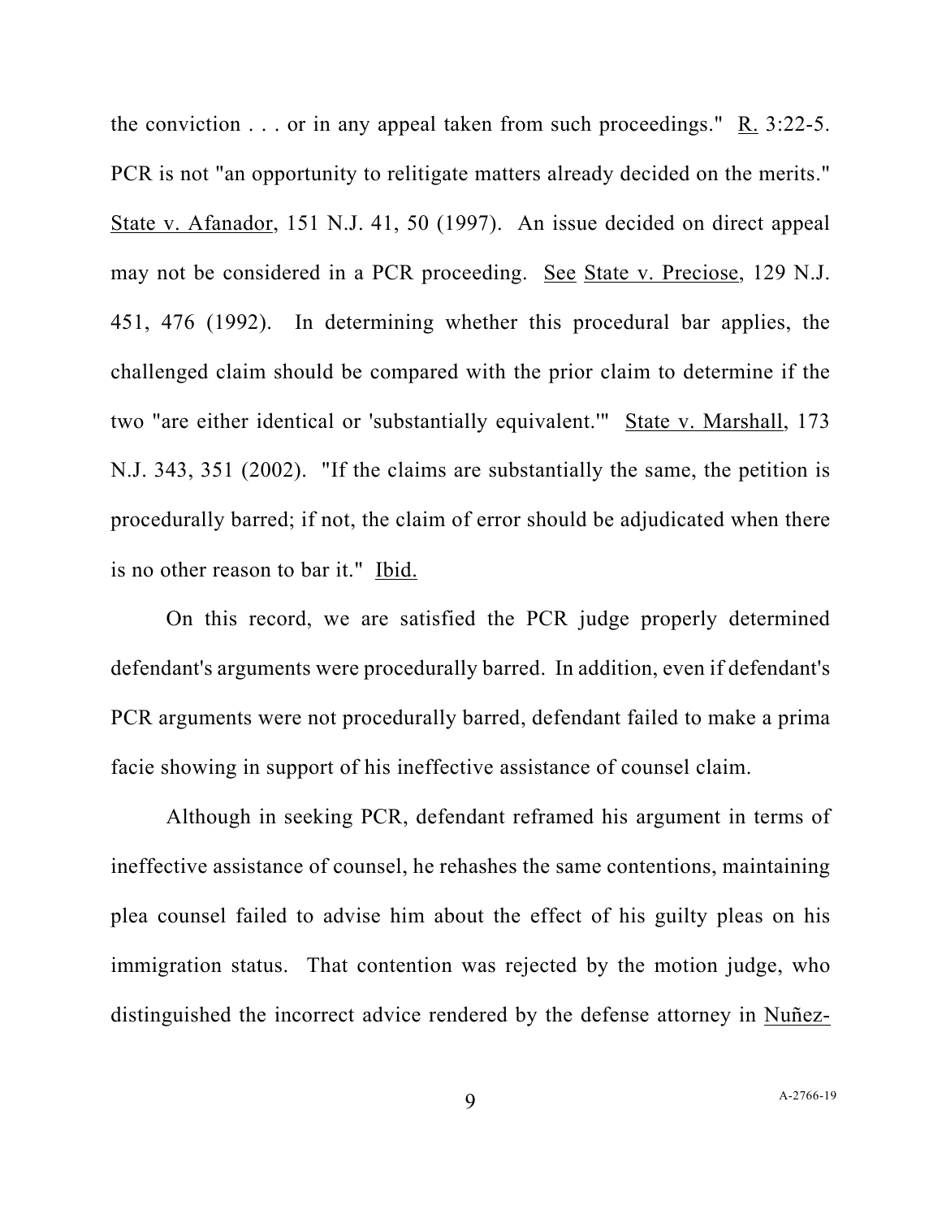the conviction . . . or in any appeal taken from such proceedings." R. 3:22-5. PCR is not "an opportunity to relitigate matters already decided on the merits." State v. Afanador, 151 N.J. 41, 50 (1997). An issue decided on direct appeal may not be considered in a PCR proceeding. See State v. Preciose, 129 N.J. 451, 476 (1992). In determining whether this procedural bar applies, the challenged claim should be compared with the prior claim to determine if the two "are either identical or 'substantially equivalent.'" State v. Marshall, 173 N.J. 343, 351 (2002). "If the claims are substantially the same, the petition is procedurally barred; if not, the claim of error should be adjudicated when there is no other reason to bar it." Ibid.

On this record, we are satisfied the PCR judge properly determined defendant's arguments were procedurally barred. In addition, even if defendant's PCR arguments were not procedurally barred, defendant failed to make a prima facie showing in support of his ineffective assistance of counsel claim.

Although in seeking PCR, defendant reframed his argument in terms of ineffective assistance of counsel, he rehashes the same contentions, maintaining plea counsel failed to advise him about the effect of his guilty pleas on his immigration status. That contention was rejected by the motion judge, who distinguished the incorrect advice rendered by the defense attorney in Nuñez-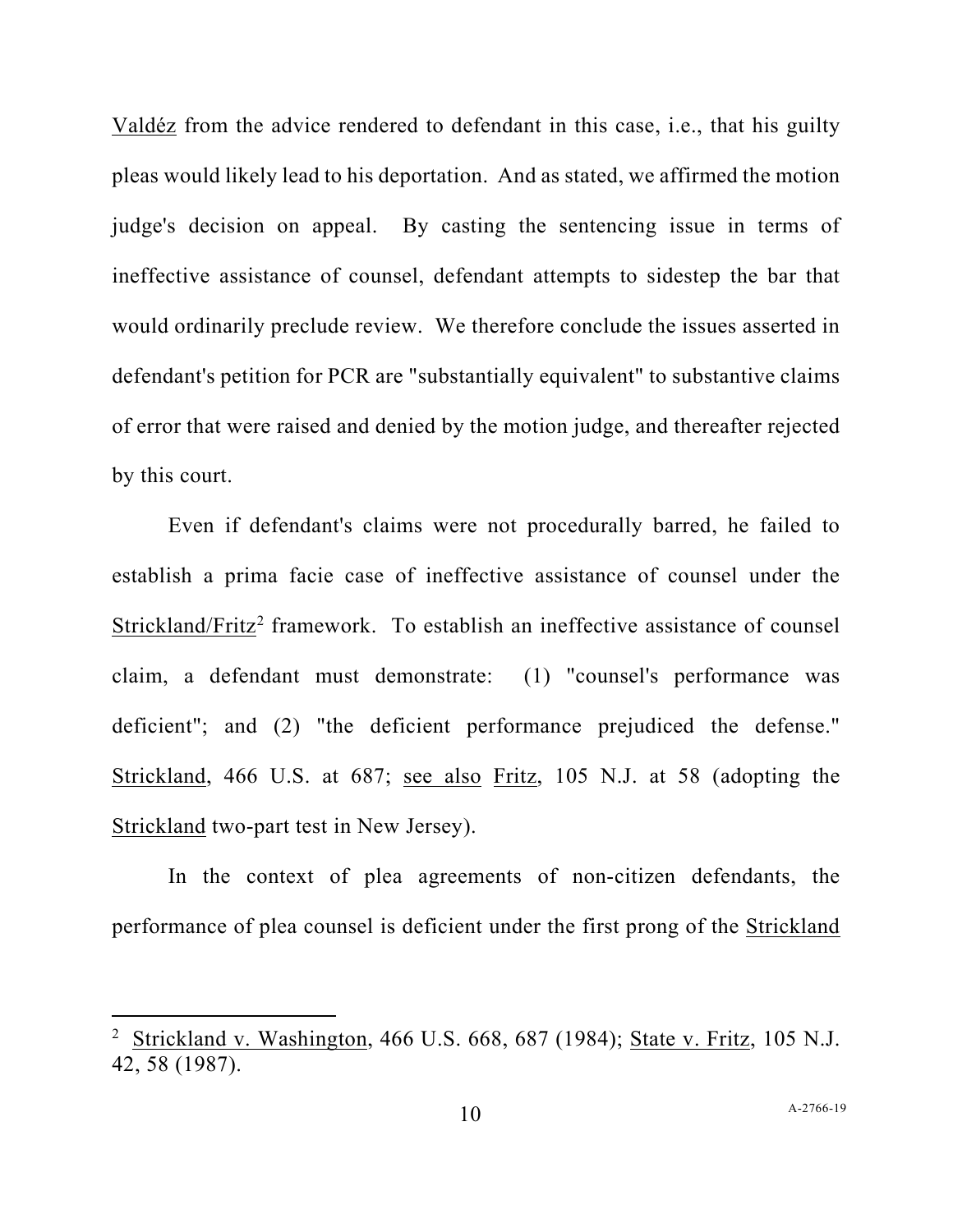Valdéz from the advice rendered to defendant in this case, i.e., that his guilty pleas would likely lead to his deportation. And as stated, we affirmed the motion judge's decision on appeal. By casting the sentencing issue in terms of ineffective assistance of counsel, defendant attempts to sidestep the bar that would ordinarily preclude review. We therefore conclude the issues asserted in defendant's petition for PCR are "substantially equivalent" to substantive claims of error that were raised and denied by the motion judge, and thereafter rejected by this court.

Even if defendant's claims were not procedurally barred, he failed to establish a prima facie case of ineffective assistance of counsel under the Strickland/Fritz[2] framework. To establish an ineffective assistance of counsel claim, a defendant must demonstrate: (1) "counsel's performance was deficient"; and (2) "the deficient performance prejudiced the defense." Strickland, 466 U.S. at 687; see also Fritz, 105 N.J. at 58 (adopting the Strickland two-part test in New Jersey).

In the context of plea agreements of non-citizen defendants, the performance of plea counsel is deficient under the first prong of the Strickland

---

[2] Strickland v. Washington, 466 U.S. 668, 687 (1984); State v. Fritz, 105 N.J. 42, 58 (1987).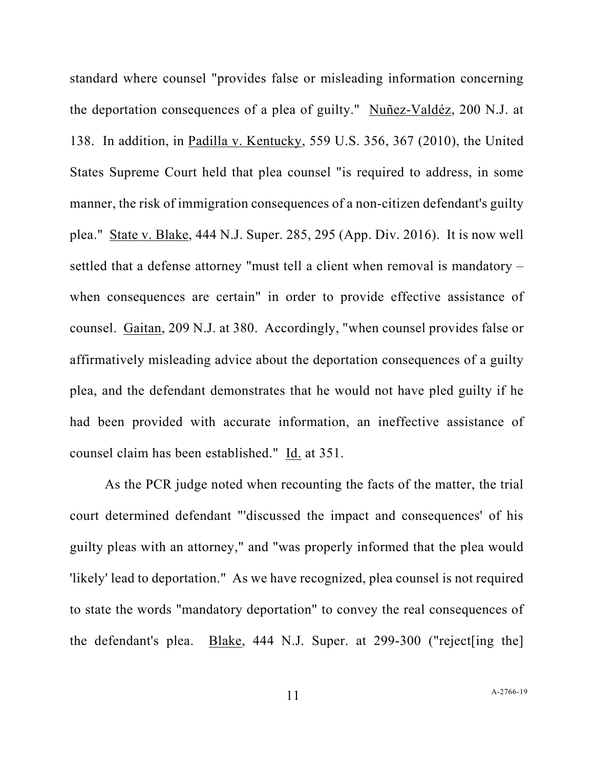standard where counsel "provides false or misleading information concerning the deportation consequences of a plea of guilty." Nuñez-Valdéz, 200 N.J. at 138. In addition, in Padilla v. Kentucky, 559 U.S. 356, 367 (2010), the United States Supreme Court held that plea counsel "is required to address, in some manner, the risk of immigration consequences of a non-citizen defendant's guilty plea." State v. Blake, 444 N.J. Super. 285, 295 (App. Div. 2016). It is now well settled that a defense attorney "must tell a client when removal is mandatory – when consequences are certain" in order to provide effective assistance of counsel. Gaitan, 209 N.J. at 380. Accordingly, "when counsel provides false or affirmatively misleading advice about the deportation consequences of a guilty plea, and the defendant demonstrates that he would not have pled guilty if he had been provided with accurate information, an ineffective assistance of counsel claim has been established." Id. at 351.

As the PCR judge noted when recounting the facts of the matter, the trial court determined defendant "'discussed the impact and consequences' of his guilty pleas with an attorney," and "was properly informed that the plea would 'likely' lead to deportation." As we have recognized, plea counsel is not required to state the words "mandatory deportation" to convey the real consequences of the defendant's plea. Blake, 444 N.J. Super. at 299-300 ("reject[ing the]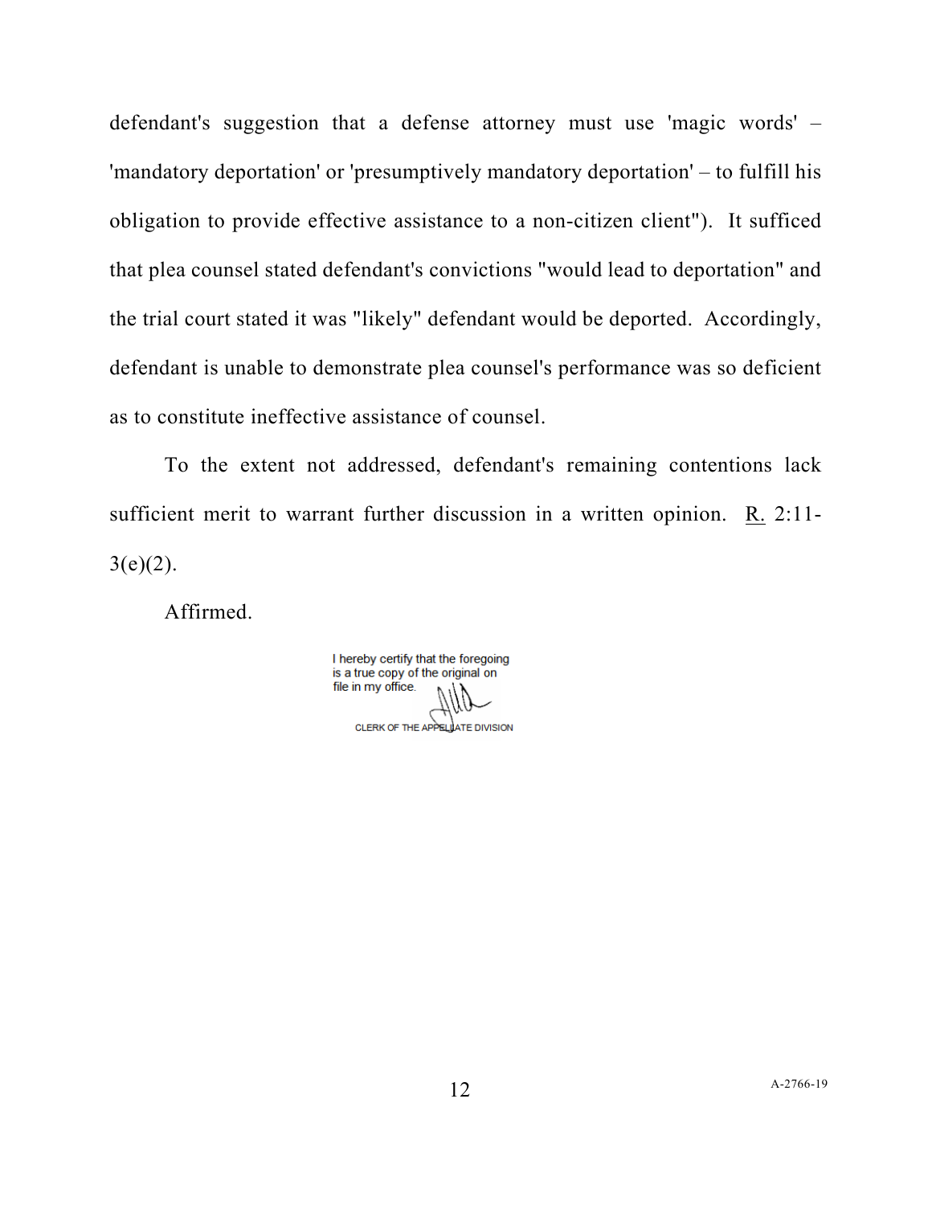defendant's suggestion that a defense attorney must use 'magic words' – 'mandatory deportation' or 'presumptively mandatory deportation' – to fulfill his obligation to provide effective assistance to a non-citizen client"). It sufficed that plea counsel stated defendant's convictions "would lead to deportation" and the trial court stated it was "likely" defendant would be deported. Accordingly, defendant is unable to demonstrate plea counsel's performance was so deficient as to constitute ineffective assistance of counsel.

To the extent not addressed, defendant's remaining contentions lack sufficient merit to warrant further discussion in a written opinion. R. 2:11-3(e)(2).

Affirmed.

I hereby certify that the foregoing is a true copy of the original on file in my office.

CLERK OF THE APPELLATE DIVISION